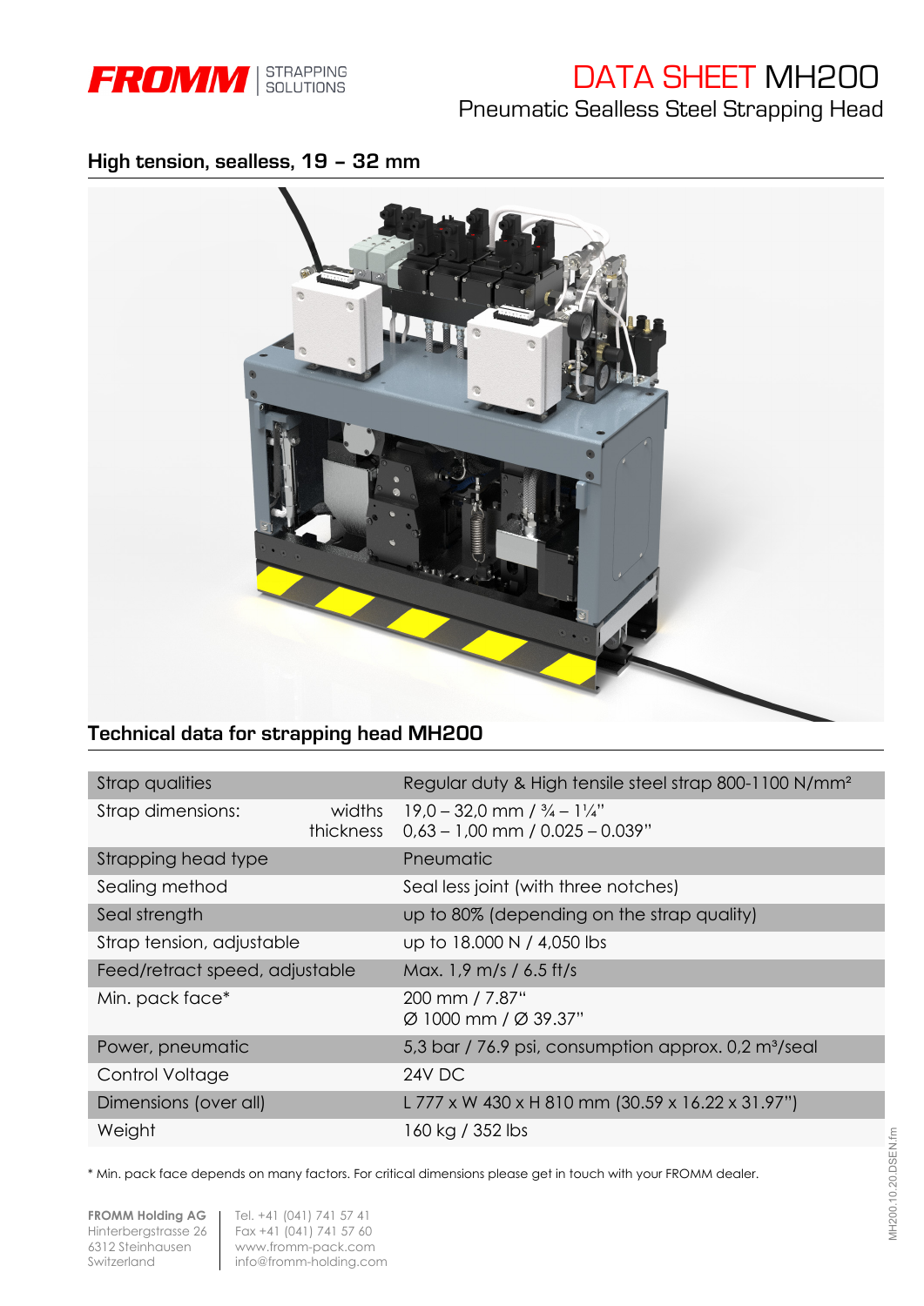FROMM | STRAPPING SOLUTIONS

# DATA SHEET MH200

Pneumatic Sealless Steel Strapping Head

## High tension, sealless, 19 – 32 mm

## Technical data for strapping head MH200

| | | |
|---|---|---|
| Strap qualities | | Regular duty & High tensile steel strap 800-1100 N/mm² |
| Strap dimensions: | widths<br>thickness | 19,0 – 32,0 mm / ¾ – 1¼"<br>0,63 – 1,00 mm / 0.025 – 0.039" |
| Strapping head type | | Pneumatic |
| Sealing method | | Seal less joint (with three notches) |
| Seal strength | | up to 80% (depending on the strap quality) |
| Strap tension, adjustable | | up to 18.000 N / 4,050 lbs |
| Feed/retract speed, adjustable | | Max. 1,9 m/s / 6.5 ft/s |
| Min. pack face* | | 200 mm / 7.87"<br>Ø 1000 mm / Ø 39.37" |
| Power, pneumatic | | 5,3 bar / 76.9 psi, consumption approx. 0,2 m³/seal |
| Control Voltage | | 24V DC |
| Dimensions (over all) | | L 777 x W 430 x H 810 mm (30.59 x 16.22 x 31.97") |
| Weight | | 160 kg / 352 lbs |

* Min. pack face depends on many factors. For critical dimensions please get in touch with your FROMM dealer.

**FROMM Holding AG**
Hinterbergstrasse 26
6312 Steinhausen
Switzerland

Tel. +41 (041) 741 57 41
Fax +41 (041) 741 57 60
www.fromm-pack.com
info@fromm-holding.com

MH200.10.20.DSEN.fm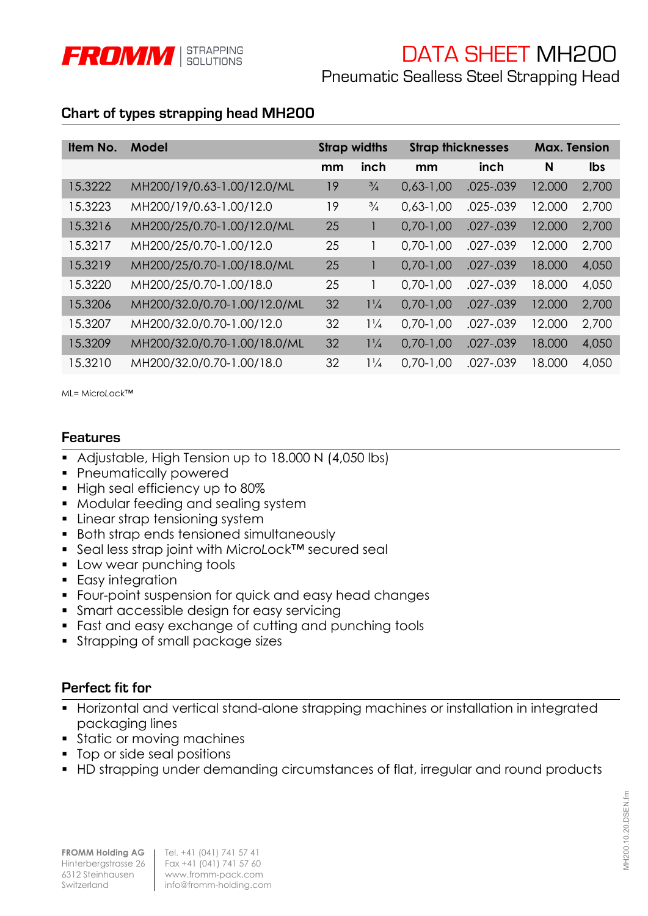FROMM | STRAPPING SOLUTIONS

# DATA SHEET MH200

Pneumatic Sealless Steel Strapping Head

## Chart of types strapping head MH200

| Item No. | Model | Strap widths | | Strap thicknesses | | Max. Tension | |
|---|---|---|---|---|---|---|---|
| | | mm | inch | mm | inch | N | lbs |
| 15.3222 | MH200/19/0.63-1.00/12.0/ML | 19 | ¾ | 0,63-1,00 | .025-.039 | 12.000 | 2,700 |
| 15.3223 | MH200/19/0.63-1.00/12.0 | 19 | ¾ | 0,63-1,00 | .025-.039 | 12.000 | 2,700 |
| 15.3216 | MH200/25/0.70-1.00/12.0/ML | 25 | 1 | 0,70-1,00 | .027-.039 | 12.000 | 2,700 |
| 15.3217 | MH200/25/0.70-1.00/12.0 | 25 | 1 | 0,70-1,00 | .027-.039 | 12.000 | 2,700 |
| 15.3219 | MH200/25/0.70-1.00/18.0/ML | 25 | 1 | 0,70-1,00 | .027-.039 | 18.000 | 4,050 |
| 15.3220 | MH200/25/0.70-1.00/18.0 | 25 | 1 | 0,70-1,00 | .027-.039 | 18.000 | 4,050 |
| 15.3206 | MH200/32.0/0.70-1.00/12.0/ML | 32 | 1¼ | 0,70-1,00 | .027-.039 | 12.000 | 2,700 |
| 15.3207 | MH200/32.0/0.70-1.00/12.0 | 32 | 1¼ | 0,70-1,00 | .027-.039 | 12.000 | 2,700 |
| 15.3209 | MH200/32.0/0.70-1.00/18.0/ML | 32 | 1¼ | 0,70-1,00 | .027-.039 | 18.000 | 4,050 |
| 15.3210 | MH200/32.0/0.70-1.00/18.0 | 32 | 1¼ | 0,70-1,00 | .027-.039 | 18.000 | 4,050 |

ML= MicroLock™

## Features

- Adjustable, High Tension up to 18.000 N (4,050 lbs)
- Pneumatically powered
- High seal efficiency up to 80%
- Modular feeding and sealing system
- Linear strap tensioning system
- Both strap ends tensioned simultaneously
- Seal less strap joint with MicroLock™ secured seal
- Low wear punching tools
- Easy integration
- Four-point suspension for quick and easy head changes
- Smart accessible design for easy servicing
- Fast and easy exchange of cutting and punching tools
- Strapping of small package sizes

## Perfect fit for

- Horizontal and vertical stand-alone strapping machines or installation in integrated packaging lines
- Static or moving machines
- Top or side seal positions
- HD strapping under demanding circumstances of flat, irregular and round products

**FROMM Holding AG**
Hinterbergstrasse 26
6312 Steinhausen
Switzerland

Tel. +41 (041) 741 57 41
Fax +41 (041) 741 57 60
www.fromm-pack.com
info@fromm-holding.com